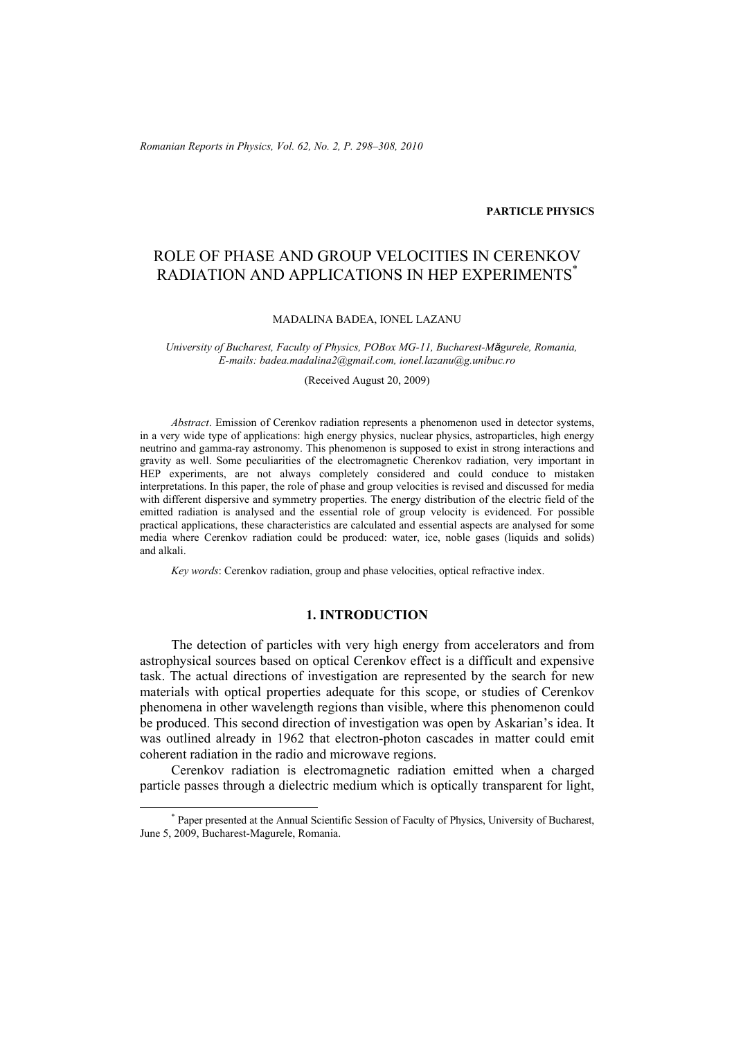**PARTICLE PHYSICS**

# ROLE OF PHASE AND GROUP VELOCITIES IN CERENKOV RADIATION AND APPLICATIONS IN HEP EXPERIMENTS*

MADALINA BADEA, IONEL LAZANU

*University of Bucharest, Faculty of Physics, POBox MG-11, Bucharest-Măgurele, Romania,*
*E-mails: badea.madalina2@gmail.com, ionel.lazanu@g.unibuc.ro*

(Received August 20, 2009)

*Abstract*. Emission of Cerenkov radiation represents a phenomenon used in detector systems, in a very wide type of applications: high energy physics, nuclear physics, astroparticles, high energy neutrino and gamma-ray astronomy. This phenomenon is supposed to exist in strong interactions and gravity as well. Some peculiarities of the electromagnetic Cherenkov radiation, very important in HEP experiments, are not always completely considered and could conduce to mistaken interpretations. In this paper, the role of phase and group velocities is revised and discussed for media with different dispersive and symmetry properties. The energy distribution of the electric field of the emitted radiation is analysed and the essential role of group velocity is evidenced. For possible practical applications, these characteristics are calculated and essential aspects are analysed for some media where Cerenkov radiation could be produced: water, ice, noble gases (liquids and solids) and alkali.

*Key words*: Cerenkov radiation, group and phase velocities, optical refractive index.

## 1. INTRODUCTION

The detection of particles with very high energy from accelerators and from astrophysical sources based on optical Cerenkov effect is a difficult and expensive task. The actual directions of investigation are represented by the search for new materials with optical properties adequate for this scope, or studies of Cerenkov phenomena in other wavelength regions than visible, where this phenomenon could be produced. This second direction of investigation was open by Askarian's idea. It was outlined already in 1962 that electron-photon cascades in matter could emit coherent radiation in the radio and microwave regions.

Cerenkov radiation is electromagnetic radiation emitted when a charged particle passes through a dielectric medium which is optically transparent for light,

---

* Paper presented at the Annual Scientific Session of Faculty of Physics, University of Bucharest, June 5, 2009, Bucharest-Magurele, Romania.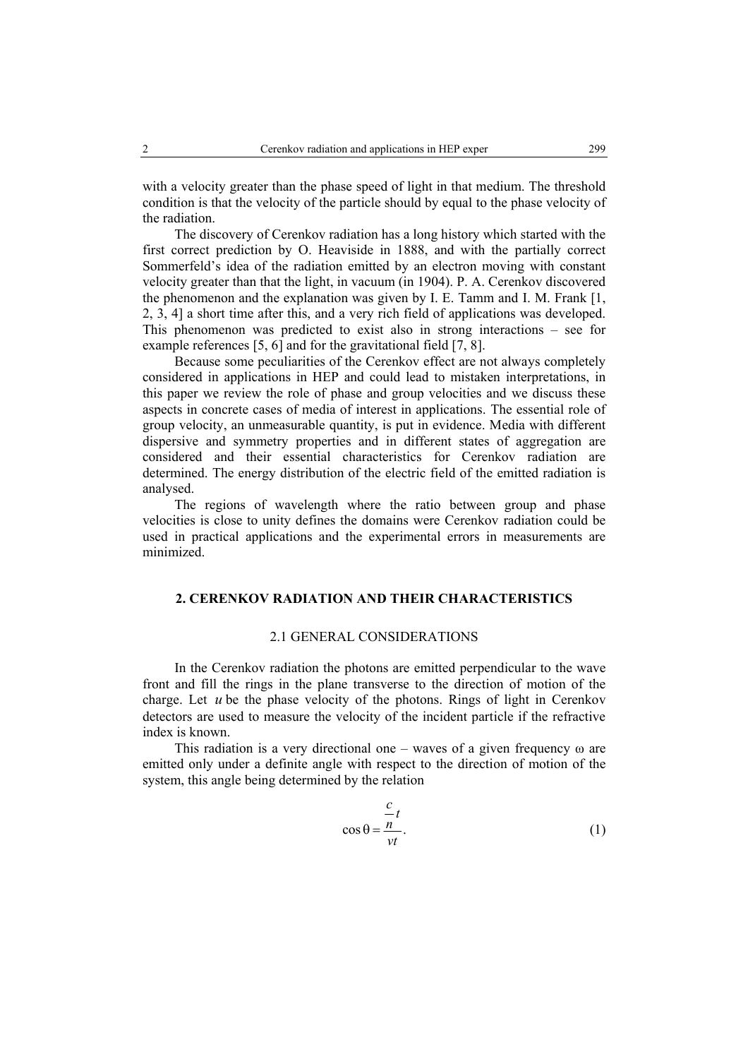with a velocity greater than the phase speed of light in that medium. The threshold condition is that the velocity of the particle should by equal to the phase velocity of the radiation.

The discovery of Cerenkov radiation has a long history which started with the first correct prediction by O. Heaviside in 1888, and with the partially correct Sommerfeld's idea of the radiation emitted by an electron moving with constant velocity greater than that the light, in vacuum (in 1904). P. A. Cerenkov discovered the phenomenon and the explanation was given by I. E. Tamm and I. M. Frank [1, 2, 3, 4] a short time after this, and a very rich field of applications was developed. This phenomenon was predicted to exist also in strong interactions – see for example references [5, 6] and for the gravitational field [7, 8].

Because some peculiarities of the Cerenkov effect are not always completely considered in applications in HEP and could lead to mistaken interpretations, in this paper we review the role of phase and group velocities and we discuss these aspects in concrete cases of media of interest in applications. The essential role of group velocity, an unmeasurable quantity, is put in evidence. Media with different dispersive and symmetry properties and in different states of aggregation are considered and their essential characteristics for Cerenkov radiation are determined. The energy distribution of the electric field of the emitted radiation is analysed.

The regions of wavelength where the ratio between group and phase velocities is close to unity defines the domains were Cerenkov radiation could be used in practical applications and the experimental errors in measurements are minimized.

## 2. CERENKOV RADIATION AND THEIR CHARACTERISTICS

### 2.1 GENERAL CONSIDERATIONS

In the Cerenkov radiation the photons are emitted perpendicular to the wave front and fill the rings in the plane transverse to the direction of motion of the charge. Let $u$ be the phase velocity of the photons. Rings of light in Cerenkov detectors are used to measure the velocity of the incident particle if the refractive index is known.

This radiation is a very directional one – waves of a given frequency $\omega$ are emitted only under a definite angle with respect to the direction of motion of the system, this angle being determined by the relation

$$\cos\theta = \frac{\frac{c}{n}t}{vt}. \tag{1}$$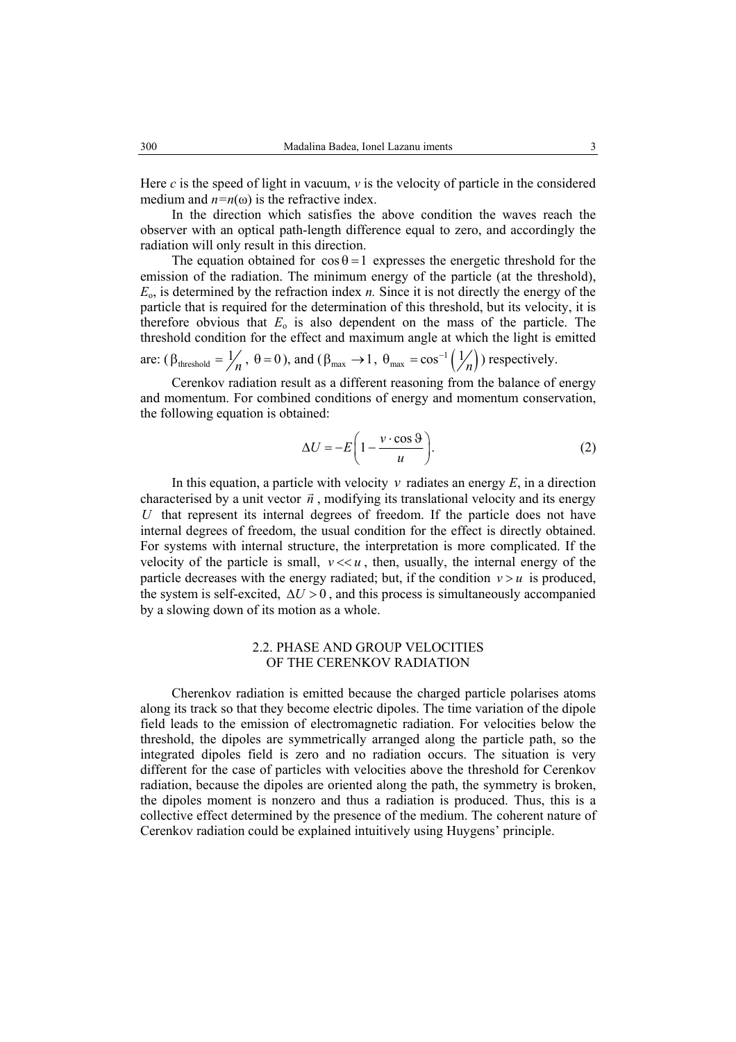Here $c$ is the speed of light in vacuum, $v$ is the velocity of particle in the considered medium and $n=n(\omega)$ is the refractive index.

In the direction which satisfies the above condition the waves reach the observer with an optical path-length difference equal to zero, and accordingly the radiation will only result in this direction.

The equation obtained for $\cos\theta = 1$ expresses the energetic threshold for the emission of the radiation. The minimum energy of the particle (at the threshold), $E_o$, is determined by the refraction index *n.* Since it is not directly the energy of the particle that is required for the determination of this threshold, but its velocity, it is therefore obvious that $E_o$ is also dependent on the mass of the particle. The threshold condition for the effect and maximum angle at which the light is emitted are: ($\beta_{\text{threshold}} = 1/n$, $\theta = 0$), and ($\beta_{\max} \to 1$, $\theta_{\max} = \cos^{-1}\left(1/n\right)$) respectively.

Cerenkov radiation result as a different reasoning from the balance of energy and momentum. For combined conditions of energy and momentum conservation, the following equation is obtained:

$$\Delta U = -E\left(1 - \frac{v \cdot \cos\vartheta}{u}\right). \tag{2}$$

In this equation, a particle with velocity $v$ radiates an energy $E$, in a direction characterised by a unit vector $\vec{n}$, modifying its translational velocity and its energy $U$ that represent its internal degrees of freedom. If the particle does not have internal degrees of freedom, the usual condition for the effect is directly obtained. For systems with internal structure, the interpretation is more complicated. If the velocity of the particle is small, $v \ll u$, then, usually, the internal energy of the particle decreases with the energy radiated; but, if the condition $v > u$ is produced, the system is self-excited, $\Delta U > 0$, and this process is simultaneously accompanied by a slowing down of its motion as a whole.

### 2.2. PHASE AND GROUP VELOCITIES OF THE CERENKOV RADIATION

Cherenkov radiation is emitted because the charged particle polarises atoms along its track so that they become electric dipoles. The time variation of the dipole field leads to the emission of electromagnetic radiation. For velocities below the threshold, the dipoles are symmetrically arranged along the particle path, so the integrated dipoles field is zero and no radiation occurs. The situation is very different for the case of particles with velocities above the threshold for Cerenkov radiation, because the dipoles are oriented along the path, the symmetry is broken, the dipoles moment is nonzero and thus a radiation is produced. Thus, this is a collective effect determined by the presence of the medium. The coherent nature of Cerenkov radiation could be explained intuitively using Huygens' principle.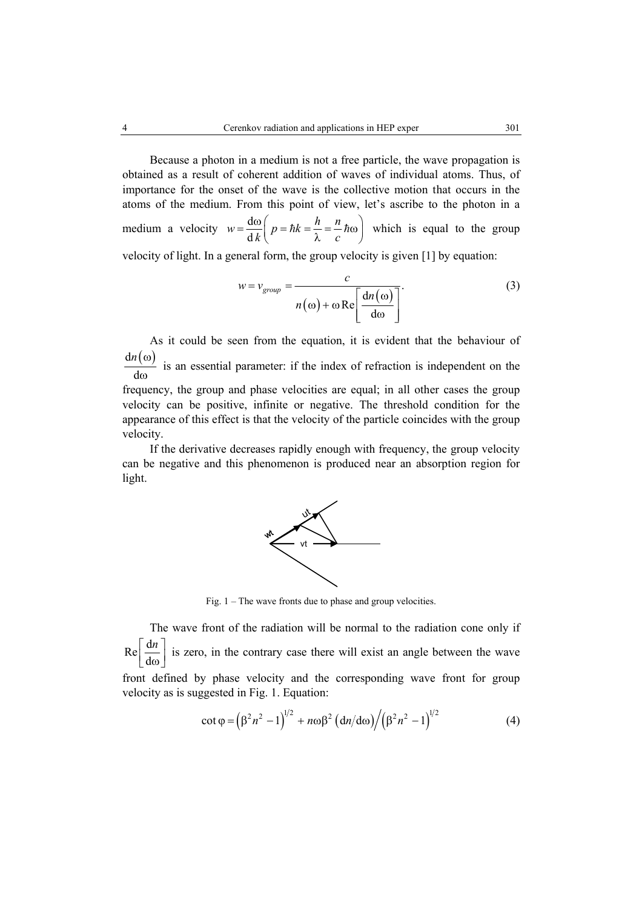Because a photon in a medium is not a free particle, the wave propagation is obtained as a result of coherent addition of waves of individual atoms. Thus, of importance for the onset of the wave is the collective motion that occurs in the atoms of the medium. From this point of view, let's ascribe to the photon in a medium a velocity $w = \frac{\mathrm{d}\omega}{\mathrm{d}\,k}\left(p = \hbar k = \frac{h}{\lambda} = \frac{n}{c}\hbar\omega\right)$ which is equal to the group velocity of light. In a general form, the group velocity is given [1] by equation:

$$w = v_{group} = \frac{c}{n(\omega) + \omega \,\mathrm{Re}\left[\frac{\mathrm{d}n(\omega)}{\mathrm{d}\omega}\right]}. \tag{3}$$

As it could be seen from the equation, it is evident that the behaviour of $\frac{\mathrm{d}n(\omega)}{\mathrm{d}\omega}$ is an essential parameter: if the index of refraction is independent on the frequency, the group and phase velocities are equal; in all other cases the group velocity can be positive, infinite or negative. The threshold condition for the appearance of this effect is that the velocity of the particle coincides with the group velocity.

If the derivative decreases rapidly enough with frequency, the group velocity can be negative and this phenomenon is produced near an absorption region for light.

Fig. 1 – The wave fronts due to phase and group velocities.

The wave front of the radiation will be normal to the radiation cone only if $\mathrm{Re}\left[\frac{\mathrm{d}n}{\mathrm{d}\omega}\right]$ is zero, in the contrary case there will exist an angle between the wave front defined by phase velocity and the corresponding wave front for group velocity as is suggested in Fig. 1. Equation:

$$\cot\varphi = \left(\beta^2 n^2 - 1\right)^{1/2} + n\omega\beta^2 \left(\mathrm{d}n/\mathrm{d}\omega\right) \Big/ \left(\beta^2 n^2 - 1\right)^{1/2} \tag{4}$$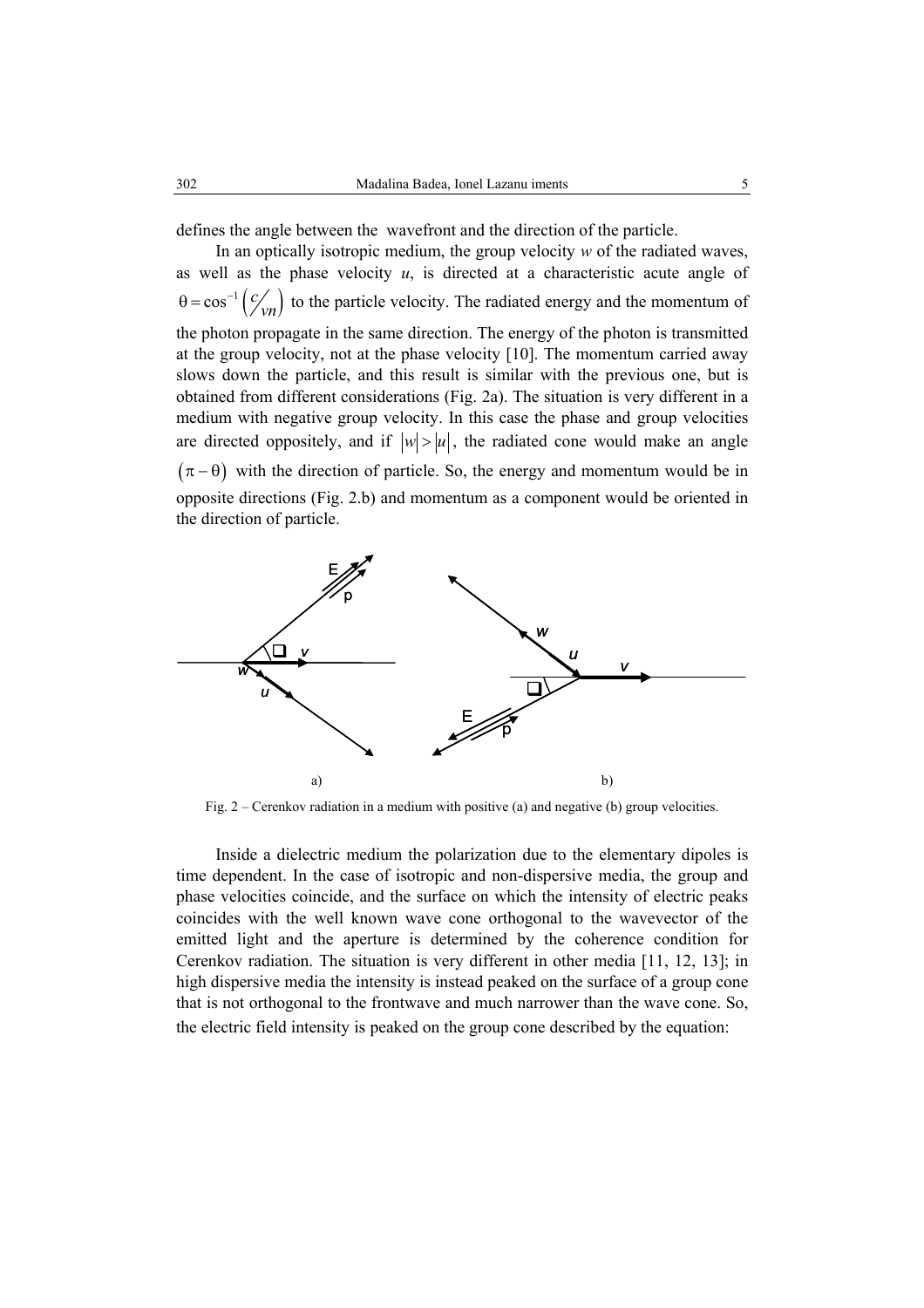defines the angle between the wavefront and the direction of the particle.

In an optically isotropic medium, the group velocity $w$ of the radiated waves, as well as the phase velocity $u$, is directed at a characteristic acute angle of $\theta = \cos^{-1}\left(\frac{c}{vn}\right)$ to the particle velocity. The radiated energy and the momentum of the photon propagate in the same direction. The energy of the photon is transmitted at the group velocity, not at the phase velocity [10]. The momentum carried away slows down the particle, and this result is similar with the previous one, but is obtained from different considerations (Fig. 2a). The situation is very different in a medium with negative group velocity. In this case the phase and group velocities are directed oppositely, and if $|w| > |u|$, the radiated cone would make an angle $(\pi - \theta)$ with the direction of particle. So, the energy and momentum would be in opposite directions (Fig. 2.b) and momentum as a component would be oriented in the direction of particle.

Fig. 2 – Cerenkov radiation in a medium with positive (a) and negative (b) group velocities.

Inside a dielectric medium the polarization due to the elementary dipoles is time dependent. In the case of isotropic and non-dispersive media, the group and phase velocities coincide, and the surface on which the intensity of electric peaks coincides with the well known wave cone orthogonal to the wavevector of the emitted light and the aperture is determined by the coherence condition for Cerenkov radiation. The situation is very different in other media [11, 12, 13]; in high dispersive media the intensity is instead peaked on the surface of a group cone that is not orthogonal to the frontwave and much narrower than the wave cone. So, the electric field intensity is peaked on the group cone described by the equation: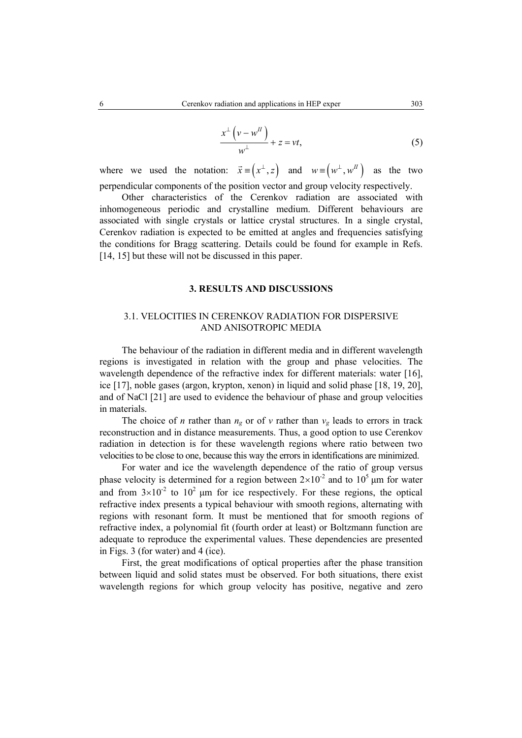$$\frac{x^{\perp}\left(v-w^{II}\right)}{w^{\perp}}+z=vt, \tag{5}$$

where we used the notation: $\vec{x}\equiv\left(x^{\perp},z\right)$ and $w\equiv\left(w^{\perp},w^{II}\right)$ as the two perpendicular components of the position vector and group velocity respectively.

Other characteristics of the Cerenkov radiation are associated with inhomogeneous periodic and crystalline medium. Different behaviours are associated with single crystals or lattice crystal structures. In a single crystal, Cerenkov radiation is expected to be emitted at angles and frequencies satisfying the conditions for Bragg scattering. Details could be found for example in Refs. [14, 15] but these will not be discussed in this paper.

## 3. RESULTS AND DISCUSSIONS

### 3.1. VELOCITIES IN CERENKOV RADIATION FOR DISPERSIVE AND ANISOTROPIC MEDIA

The behaviour of the radiation in different media and in different wavelength regions is investigated in relation with the group and phase velocities. The wavelength dependence of the refractive index for different materials: water [16], ice [17], noble gases (argon, krypton, xenon) in liquid and solid phase [18, 19, 20], and of NaCl [21] are used to evidence the behaviour of phase and group velocities in materials.

The choice of $n$ rather than $n_g$ or of $v$ rather than $v_g$ leads to errors in track reconstruction and in distance measurements. Thus, a good option to use Cerenkov radiation in detection is for these wavelength regions where ratio between two velocities to be close to one, because this way the errors in identifications are minimized.

For water and ice the wavelength dependence of the ratio of group versus phase velocity is determined for a region between $2\times10^{-2}$ and to $10^{5}$ μm for water and from $3\times10^{-2}$ to $10^{2}$ μm for ice respectively. For these regions, the optical refractive index presents a typical behaviour with smooth regions, alternating with regions with resonant form. It must be mentioned that for smooth regions of refractive index, a polynomial fit (fourth order at least) or Boltzmann function are adequate to reproduce the experimental values. These dependencies are presented in Figs. 3 (for water) and 4 (ice).

First, the great modifications of optical properties after the phase transition between liquid and solid states must be observed. For both situations, there exist wavelength regions for which group velocity has positive, negative and zero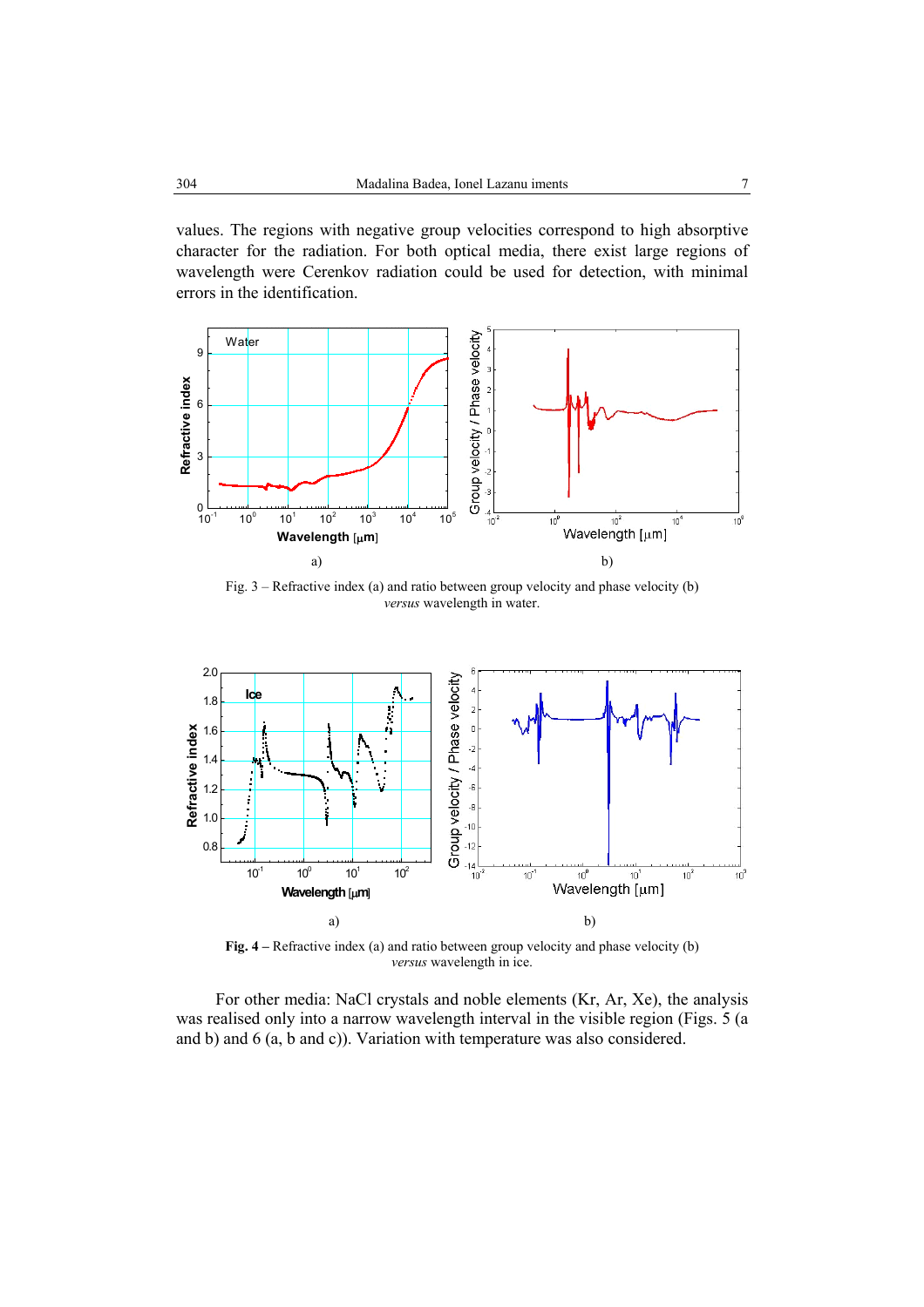values. The regions with negative group velocities correspond to high absorptive character for the radiation. For both optical media, there exist large regions of wavelength were Cerenkov radiation could be used for detection, with minimal errors in the identification.

a) b)

Fig. 3 – Refractive index (a) and ratio between group velocity and phase velocity (b) *versus* wavelength in water.

a) b)

**Fig. 4** – Refractive index (a) and ratio between group velocity and phase velocity (b) *versus* wavelength in ice.

For other media: NaCl crystals and noble elements (Kr, Ar, Xe), the analysis was realised only into a narrow wavelength interval in the visible region (Figs. 5 (a and b) and 6 (a, b and c)). Variation with temperature was also considered.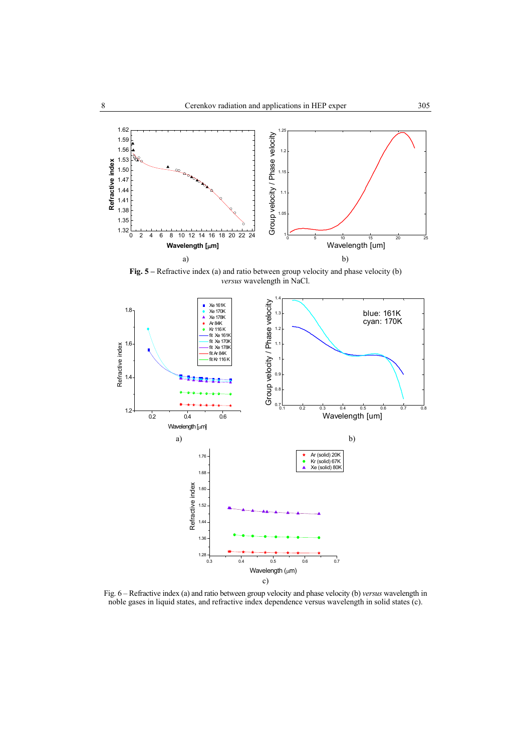a)

b)

**Fig. 5 –** Refractive index (a) and ratio between group velocity and phase velocity (b) *versus* wavelength in NaCl.

a)

b)

c)

Fig. 6 – Refractive index (a) and ratio between group velocity and phase velocity (b) *versus* wavelength in noble gases in liquid states, and refractive index dependence versus wavelength in solid states (c).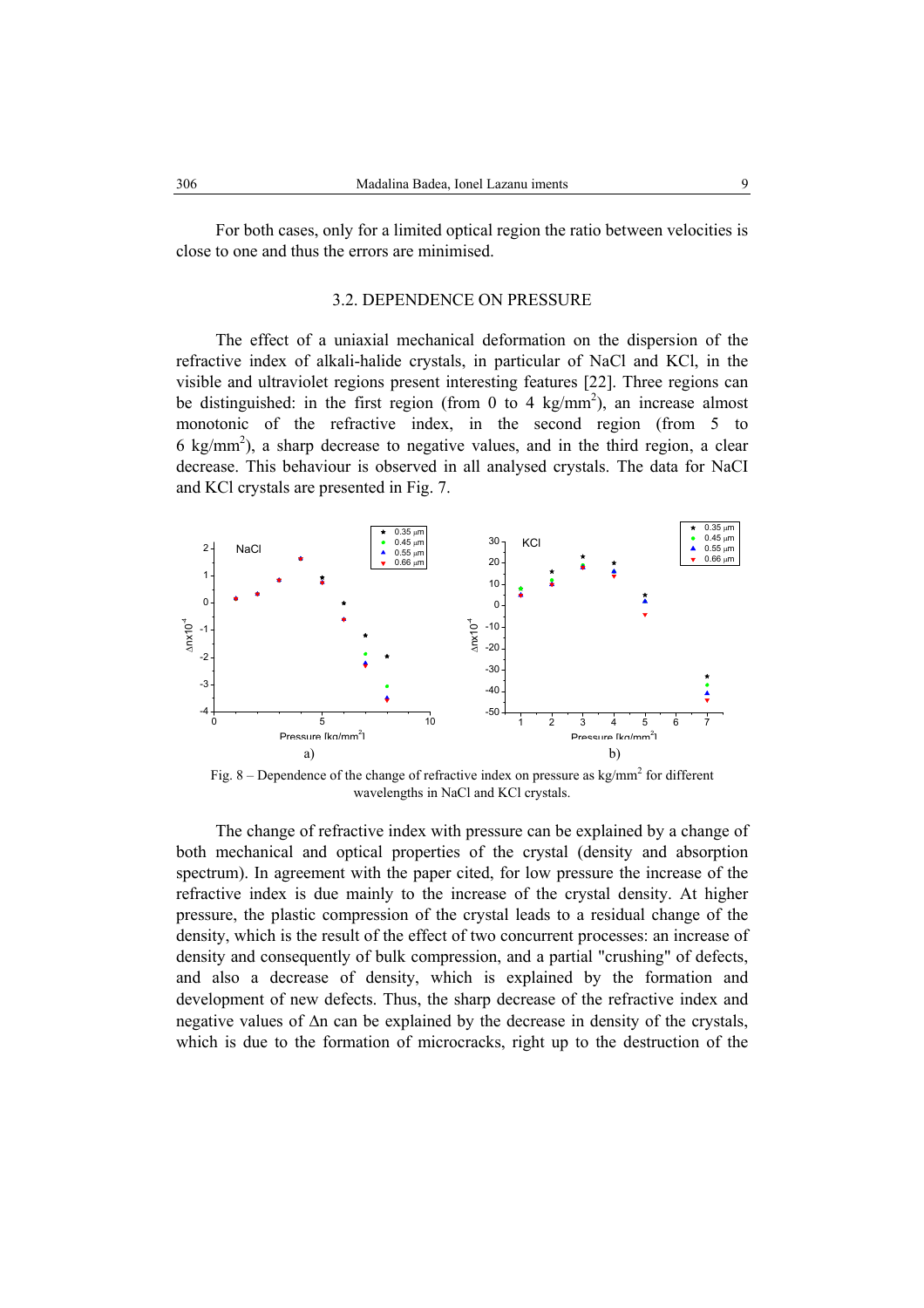For both cases, only for a limited optical region the ratio between velocities is close to one and thus the errors are minimised.

### 3.2. DEPENDENCE ON PRESSURE

The effect of a uniaxial mechanical deformation on the dispersion of the refractive index of alkali-halide crystals, in particular of NaCl and KCl, in the visible and ultraviolet regions present interesting features [22]. Three regions can be distinguished: in the first region (from 0 to 4 kg/mm$^2$), an increase almost monotonic of the refractive index, in the second region (from 5 to 6 kg/mm$^2$), a sharp decrease to negative values, and in the third region, a clear decrease. This behaviour is observed in all analysed crystals. The data for NaCl and KCl crystals are presented in Fig. 7.

Fig. 8 – Dependence of the change of refractive index on pressure as kg/mm$^2$ for different wavelengths in NaCl and KCl crystals.

The change of refractive index with pressure can be explained by a change of both mechanical and optical properties of the crystal (density and absorption spectrum). In agreement with the paper cited, for low pressure the increase of the refractive index is due mainly to the increase of the crystal density. At higher pressure, the plastic compression of the crystal leads to a residual change of the density, which is the result of the effect of two concurrent processes: an increase of density and consequently of bulk compression, and a partial "crushing" of defects, and also a decrease of density, which is explained by the formation and development of new defects. Thus, the sharp decrease of the refractive index and negative values of $\Delta n$ can be explained by the decrease in density of the crystals, which is due to the formation of microcracks, right up to the destruction of the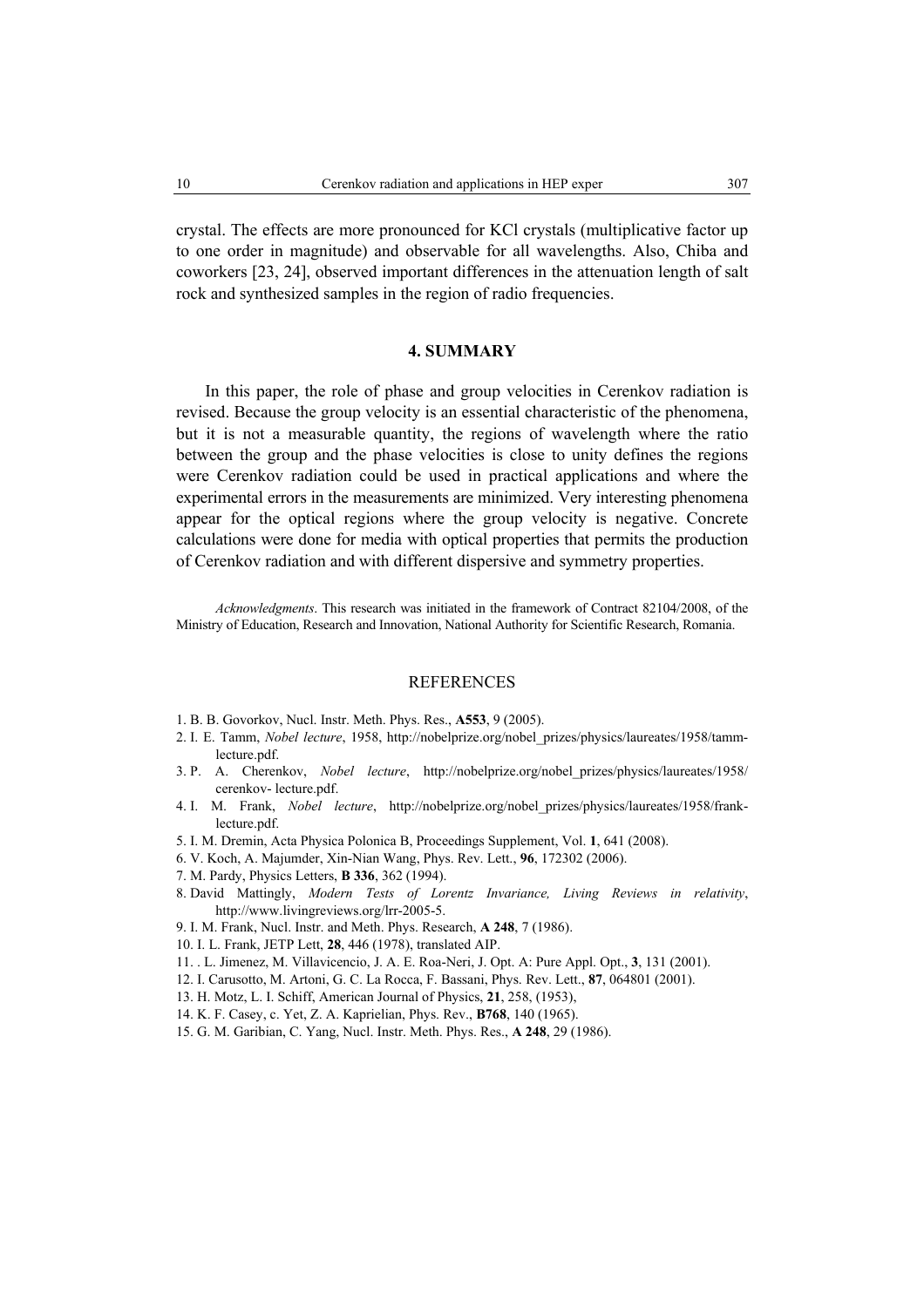crystal. The effects are more pronounced for KCl crystals (multiplicative factor up to one order in magnitude) and observable for all wavelengths. Also, Chiba and coworkers [23, 24], observed important differences in the attenuation length of salt rock and synthesized samples in the region of radio frequencies.

## 4. SUMMARY

In this paper, the role of phase and group velocities in Cerenkov radiation is revised. Because the group velocity is an essential characteristic of the phenomena, but it is not a measurable quantity, the regions of wavelength where the ratio between the group and the phase velocities is close to unity defines the regions were Cerenkov radiation could be used in practical applications and where the experimental errors in the measurements are minimized. Very interesting phenomena appear for the optical regions where the group velocity is negative. Concrete calculations were done for media with optical properties that permits the production of Cerenkov radiation and with different dispersive and symmetry properties.

*Acknowledgments*. This research was initiated in the framework of Contract 82104/2008, of the Ministry of Education, Research and Innovation, National Authority for Scientific Research, Romania.

## REFERENCES

1. B. B. Govorkov, Nucl. Instr. Meth. Phys. Res., **A553**, 9 (2005).
2. I. E. Tamm, *Nobel lecture*, 1958, http://nobelprize.org/nobel_prizes/physics/laureates/1958/tamm-lecture.pdf.
3. P. A. Cherenkov, *Nobel lecture*, http://nobelprize.org/nobel_prizes/physics/laureates/1958/cerenkov- lecture.pdf.
4. I. M. Frank, *Nobel lecture*, http://nobelprize.org/nobel_prizes/physics/laureates/1958/frank-lecture.pdf.
5. I. M. Dremin, Acta Physica Polonica B, Proceedings Supplement, Vol. **1**, 641 (2008).
6. V. Koch, A. Majumder, Xin-Nian Wang, Phys. Rev. Lett., **96**, 172302 (2006).
7. M. Pardy, Physics Letters, **B 336**, 362 (1994).
8. David Mattingly, *Modern Tests of Lorentz Invariance, Living Reviews in relativity*, http://www.livingreviews.org/lrr-2005-5.
9. I. M. Frank, Nucl. Instr. and Meth. Phys. Research, **A 248**, 7 (1986).
10. I. L. Frank, JETP Lett, **28**, 446 (1978), translated AIP.
11. . L. Jimenez, M. Villavicencio, J. A. E. Roa-Neri, J. Opt. A: Pure Appl. Opt., **3**, 131 (2001).
12. I. Carusotto, M. Artoni, G. C. La Rocca, F. Bassani, Phys. Rev. Lett., **87**, 064801 (2001).
13. H. Motz, L. I. Schiff, American Journal of Physics, **21**, 258, (1953),
14. K. F. Casey, c. Yet, Z. A. Kaprielian, Phys. Rev., **B768**, 140 (1965).
15. G. M. Garibian, C. Yang, Nucl. Instr. Meth. Phys. Res., **A 248**, 29 (1986).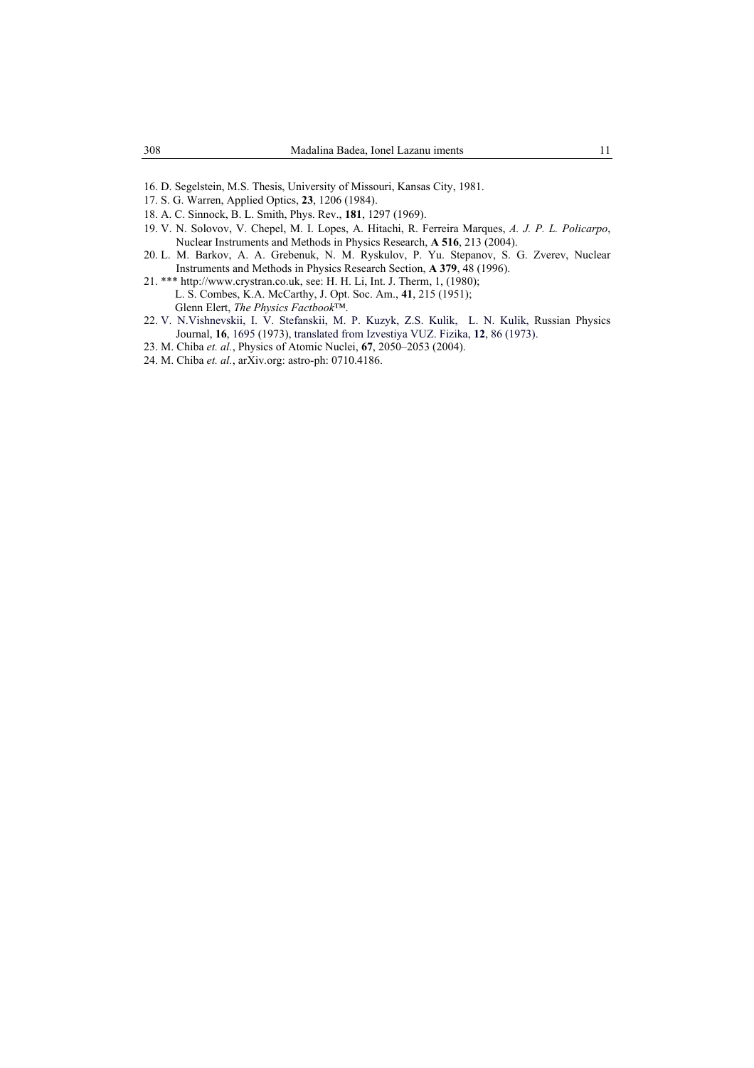16. D. Segelstein, M.S. Thesis, University of Missouri, Kansas City, 1981.
17. S. G. Warren, Applied Optics, **23**, 1206 (1984).
18. A. C. Sinnock, B. L. Smith, Phys. Rev., **181**, 1297 (1969).
19. V. N. Solovov, V. Chepel, M. I. Lopes, A. Hitachi, R. Ferreira Marques, *A. J. P. L. Policarpo*, Nuclear Instruments and Methods in Physics Research, **A 516**, 213 (2004).
20. L. M. Barkov, A. A. Grebenuk, N. M. Ryskulov, P. Yu. Stepanov, S. G. Zverev, Nuclear Instruments and Methods in Physics Research Section, **A 379**, 48 (1996).
21. *** http://www.crystran.co.uk, see: H. H. Li, Int. J. Therm, 1, (1980);
    L. S. Combes, K.A. McCarthy, J. Opt. Soc. Am., **41**, 215 (1951);
    Glenn Elert, *The Physics Factbook*™.
22. V. N.Vishnevskii, I. V. Stefanskii, M. P. Kuzyk, Z.S. Kulik, L. N. Kulik, Russian Physics Journal, **16**, 1695 (1973), translated from Izvestiya VUZ. Fizika, **12**, 86 (1973).
23. M. Chiba *et. al.*, Physics of Atomic Nuclei, **67**, 2050–2053 (2004).
24. M. Chiba *et. al.*, arXiv.org: astro-ph: 0710.4186.